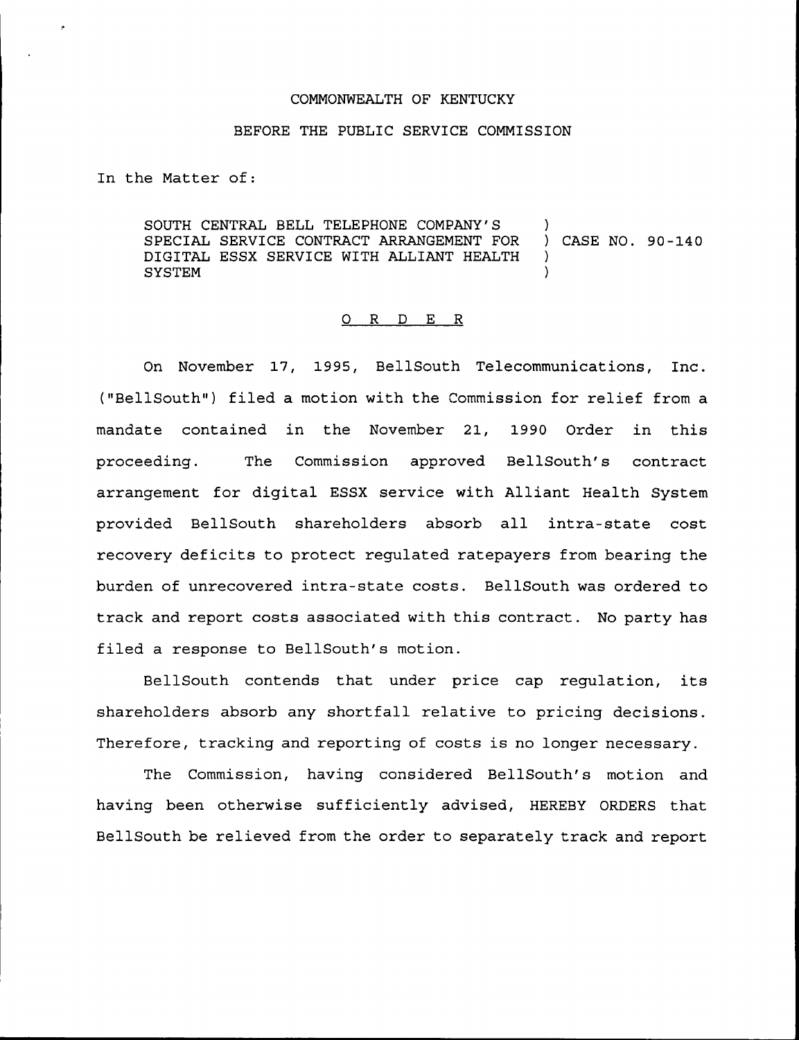COMMONWEALTH OF KENTUCKY

BEFORE THE PUBLIC SERVICE COMMISSION

In the Matter of:

SOUTH CENTRAL BELL TELEPHONE COMPANY'S SPECIAL SERVICE CONTRACT ARRANGEMENT FOR DIGITAL ESSX SERVICE WITH ALLIANT HEALTH SYSTEM ) CASE NO. 90-140

O R D E R

On November 17, 1995, BellSouth Telecommunications, Inc. ("BellSouth") filed a motion with the Commission for relief from a mandate contained in the November 21, 1990 Order in this proceeding. The Commission approved BellSouth's contract arrangement for digital ESSX service with Alliant Health System provided BellSouth shareholders absorb all intra-state cost recovery deficits to protect regulated ratepayers from bearing the burden of unrecovered intra-state costs. BellSouth was ordered to track and report costs associated with this contract. No party has filed a response to BellSouth's motion.

BellSouth contends that under price cap regulation, its shareholders absorb any shortfall relative to pricing decisions. Therefore, tracking and reporting of costs is no longer necessary.

The Commission, having considered BellSouth's motion and having been otherwise sufficiently advised, HEREBY ORDERS that BellSouth be relieved from the order to separately track and report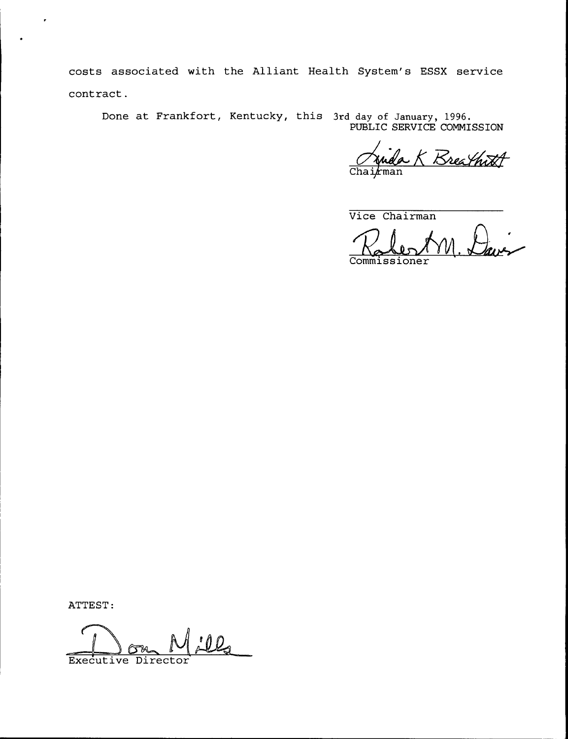costs associated with the Alliant Health System's ESSX service contract.

Done at Frankfort, Kentucky, this 3rd day of January, 1996.

PUBLIC SERVICE COMMISSION

Linda K Breathitt
Chairman

_______________________
Vice Chairman

Robert M. Davis
Commissioner

ATTEST:

Don Mills
Executive Director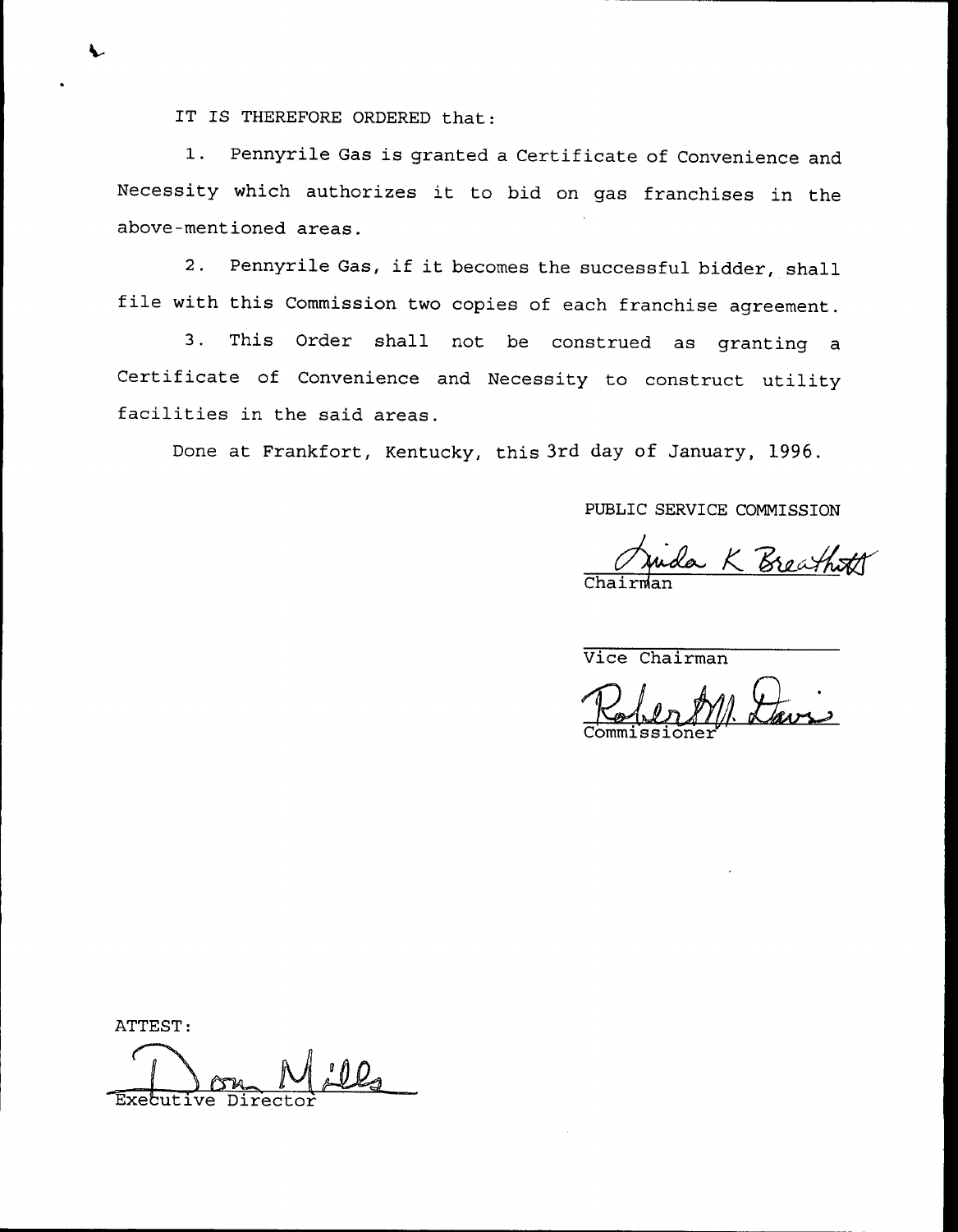IT IS THEREFORE ORDERED that:

1. Pennyrile Gas is granted a Certificate of Convenience and Necessity which authorizes it to bid on gas franchises in the above-mentioned areas.

2. Pennyrile Gas, if it becomes the successful bidder, shall file with this Commission two copies of each franchise agreement.

3. This Order shall not be construed as granting a Certificate of Convenience and Necessity to construct utility facilities in the said areas.

Done at Frankfort, Kentucky, this 3rd day of January, 1996.

PUBLIC SERVICE COMMISSION

Linda K Breathitt
Chairman

Vice Chairman

Robert M. Davis
Commissioner

ATTEST:

Don Mills
Executive Director